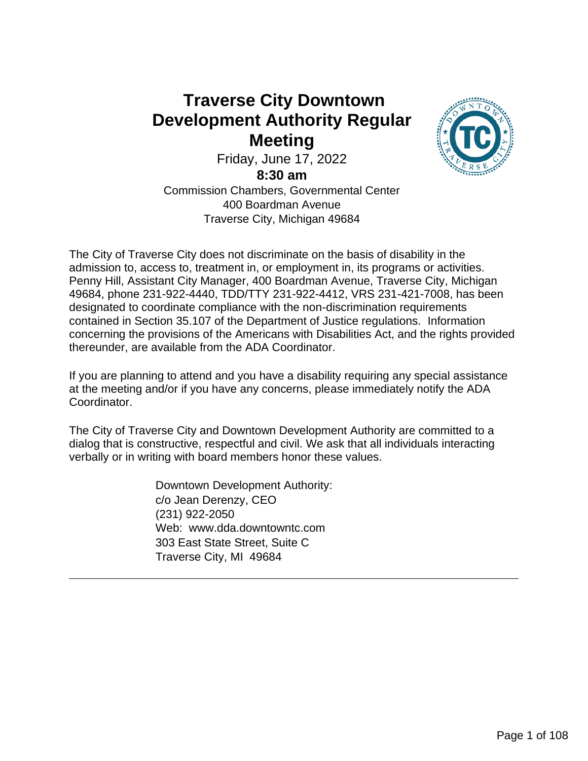# Traverse City Downtown Development Authority Regular Meeting

Friday, June 17, 2022

**8:30 am**

Commission Chambers, Governmental Center
400 Boardman Avenue
Traverse City, Michigan 49684

The City of Traverse City does not discriminate on the basis of disability in the admission to, access to, treatment in, or employment in, its programs or activities. Penny Hill, Assistant City Manager, 400 Boardman Avenue, Traverse City, Michigan 49684, phone 231-922-4440, TDD/TTY 231-922-4412, VRS 231-421-7008, has been designated to coordinate compliance with the non-discrimination requirements contained in Section 35.107 of the Department of Justice regulations. Information concerning the provisions of the Americans with Disabilities Act, and the rights provided thereunder, are available from the ADA Coordinator.

If you are planning to attend and you have a disability requiring any special assistance at the meeting and/or if you have any concerns, please immediately notify the ADA Coordinator.

The City of Traverse City and Downtown Development Authority are committed to a dialog that is constructive, respectful and civil. We ask that all individuals interacting verbally or in writing with board members honor these values.

Downtown Development Authority:
c/o Jean Derenzy, CEO
(231) 922-2050
Web: www.dda.downtowntc.com
303 East State Street, Suite C
Traverse City, MI 49684

---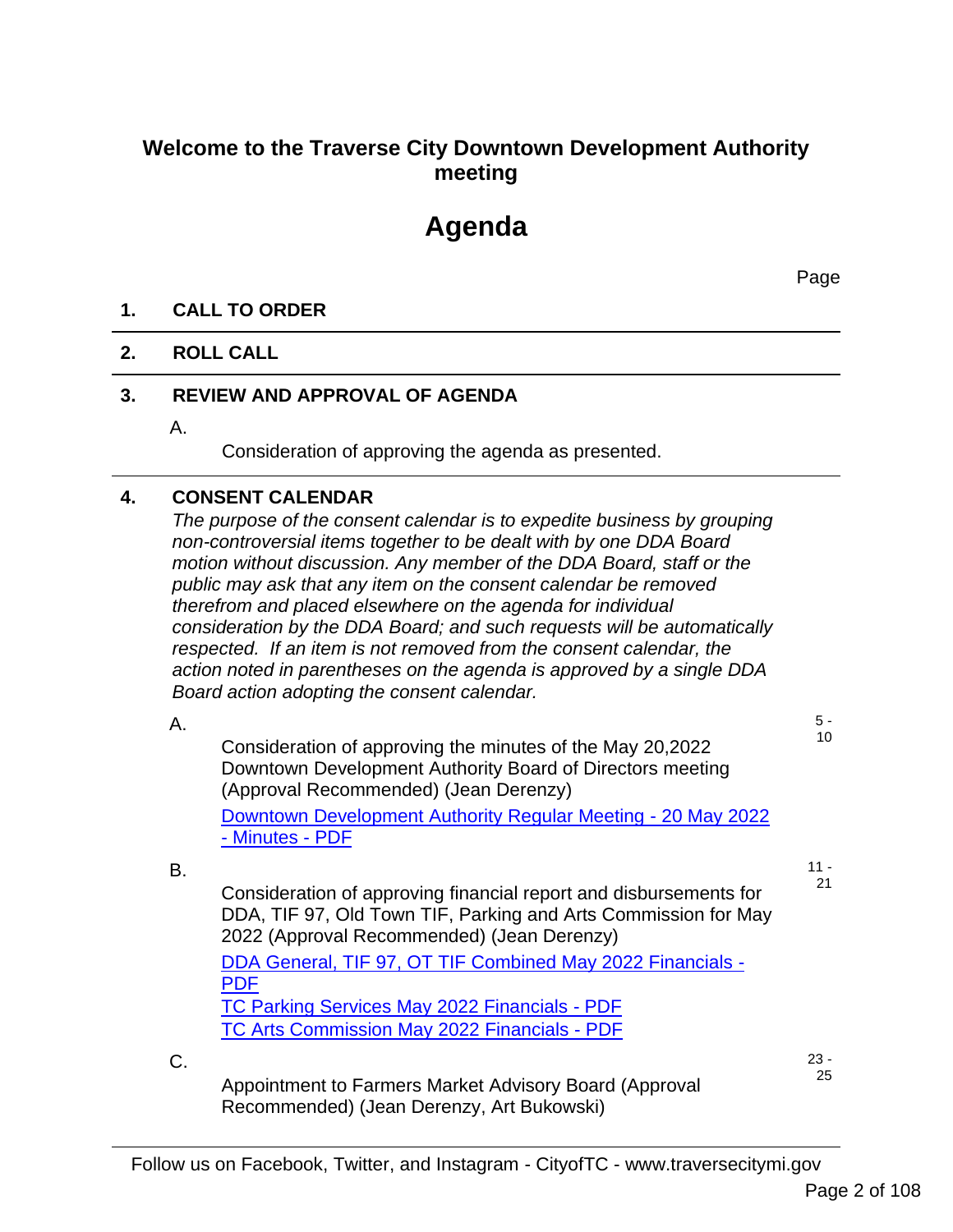## Welcome to the Traverse City Downtown Development Authority meeting

# Agenda

Page

### 1. CALL TO ORDER

### 2. ROLL CALL

### 3. REVIEW AND APPROVAL OF AGENDA

A.

Consideration of approving the agenda as presented.

### 4. CONSENT CALENDAR

*The purpose of the consent calendar is to expedite business by grouping non-controversial items together to be dealt with by one DDA Board motion without discussion. Any member of the DDA Board, staff or the public may ask that any item on the consent calendar be removed therefrom and placed elsewhere on the agenda for individual consideration by the DDA Board; and such requests will be automatically respected. If an item is not removed from the consent calendar, the action noted in parentheses on the agenda is approved by a single DDA Board action adopting the consent calendar.*

A. — 5 - 10

Consideration of approving the minutes of the May 20,2022 Downtown Development Authority Board of Directors meeting (Approval Recommended) (Jean Derenzy)

Downtown Development Authority Regular Meeting - 20 May 2022 - Minutes - PDF

B. — 11 - 21

Consideration of approving financial report and disbursements for DDA, TIF 97, Old Town TIF, Parking and Arts Commission for May 2022 (Approval Recommended) (Jean Derenzy)

DDA General, TIF 97, OT TIF Combined May 2022 Financials - PDF
TC Parking Services May 2022 Financials - PDF
TC Arts Commission May 2022 Financials - PDF

C. — 23 - 25

Appointment to Farmers Market Advisory Board (Approval Recommended) (Jean Derenzy, Art Bukowski)

Follow us on Facebook, Twitter, and Instagram - CityofTC - www.traversecitymi.gov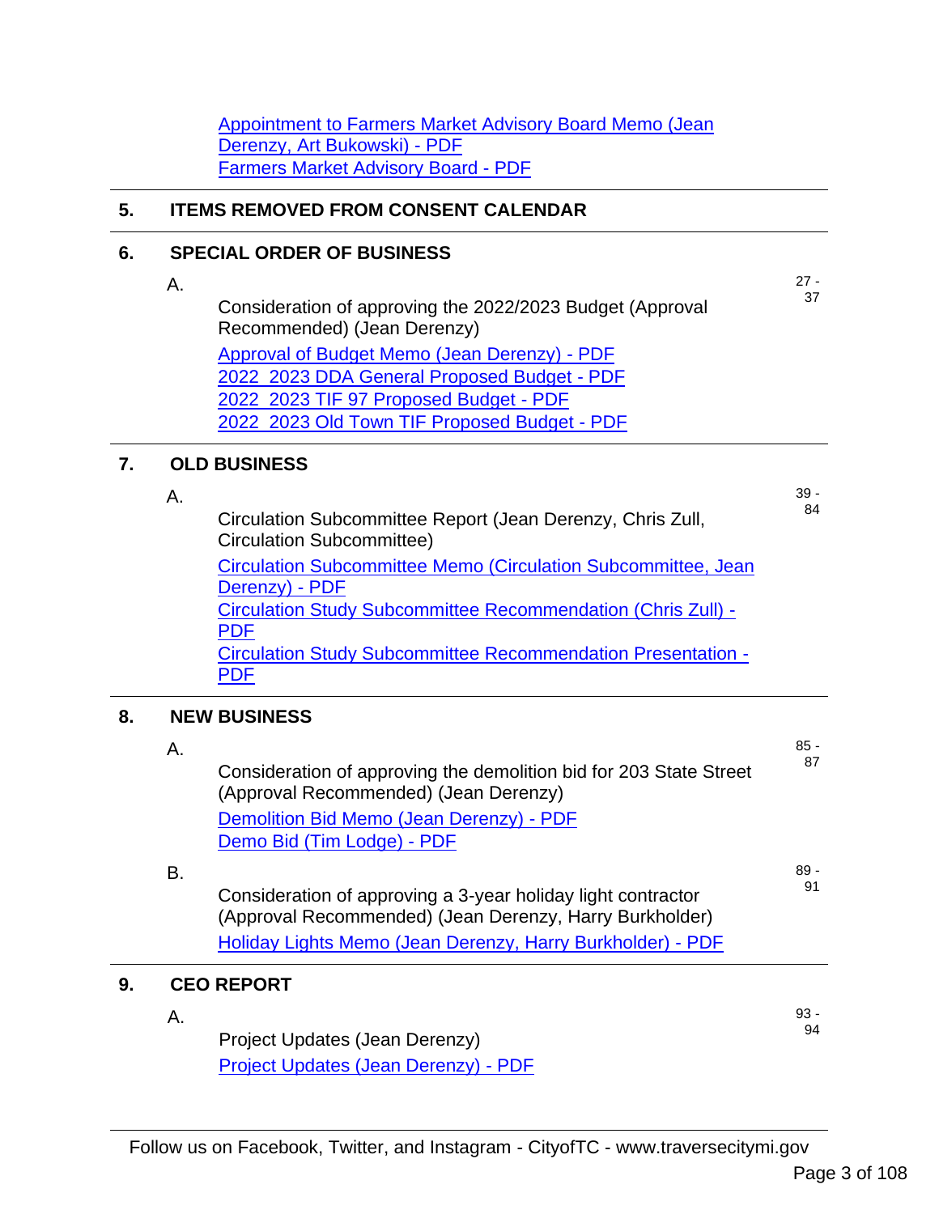Appointment to Farmers Market Advisory Board Memo (Jean Derenzy, Art Bukowski) - PDF
Farmers Market Advisory Board - PDF

## 5. ITEMS REMOVED FROM CONSENT CALENDAR

## 6. SPECIAL ORDER OF BUSINESS

A. Consideration of approving the 2022/2023 Budget (Approval Recommended) (Jean Derenzy) — 27 - 37

Approval of Budget Memo (Jean Derenzy) - PDF
2022_2023 DDA General Proposed Budget - PDF
2022_2023 TIF 97 Proposed Budget - PDF
2022_2023 Old Town TIF Proposed Budget - PDF

## 7. OLD BUSINESS

A. Circulation Subcommittee Report (Jean Derenzy, Chris Zull, Circulation Subcommittee) — 39 - 84

Circulation Subcommittee Memo (Circulation Subcommittee, Jean Derenzy) - PDF
Circulation Study Subcommittee Recommendation (Chris Zull) - PDF
Circulation Study Subcommittee Recommendation Presentation - PDF

## 8. NEW BUSINESS

A. Consideration of approving the demolition bid for 203 State Street (Approval Recommended) (Jean Derenzy) — 85 - 87

Demolition Bid Memo (Jean Derenzy) - PDF
Demo Bid (Tim Lodge) - PDF

B. Consideration of approving a 3-year holiday light contractor (Approval Recommended) (Jean Derenzy, Harry Burkholder) — 89 - 91

Holiday Lights Memo (Jean Derenzy, Harry Burkholder) - PDF

## 9. CEO REPORT

A. Project Updates (Jean Derenzy) — 93 - 94

Project Updates (Jean Derenzy) - PDF

Follow us on Facebook, Twitter, and Instagram - CityofTC - www.traversecitymi.gov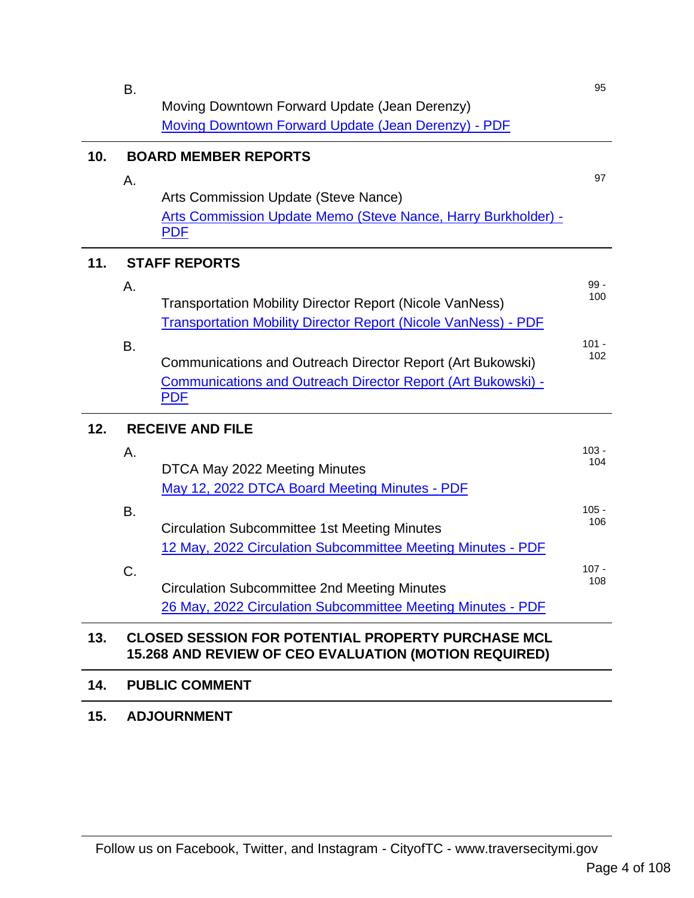B. Moving Downtown Forward Update (Jean Derenzy) — 95

[Moving Downtown Forward Update (Jean Derenzy) - PDF]

## 10. BOARD MEMBER REPORTS

A. Arts Commission Update (Steve Nance) — 97

[Arts Commission Update Memo (Steve Nance, Harry Burkholder) - PDF]

## 11. STAFF REPORTS

A. Transportation Mobility Director Report (Nicole VanNess) — 99 - 100

[Transportation Mobility Director Report (Nicole VanNess) - PDF]

B. Communications and Outreach Director Report (Art Bukowski) — 101 - 102

[Communications and Outreach Director Report (Art Bukowski) - PDF]

## 12. RECEIVE AND FILE

A. DTCA May 2022 Meeting Minutes — 103 - 104

[May 12, 2022 DTCA Board Meeting Minutes - PDF]

B. Circulation Subcommittee 1st Meeting Minutes — 105 - 106

[12 May, 2022 Circulation Subcommittee Meeting Minutes - PDF]

C. Circulation Subcommittee 2nd Meeting Minutes — 107 - 108

[26 May, 2022 Circulation Subcommittee Meeting Minutes - PDF]

## 13. CLOSED SESSION FOR POTENTIAL PROPERTY PURCHASE MCL 15.268 AND REVIEW OF CEO EVALUATION (MOTION REQUIRED)

## 14. PUBLIC COMMENT

## 15. ADJOURNMENT

Follow us on Facebook, Twitter, and Instagram - CityofTC - www.traversecitymi.gov